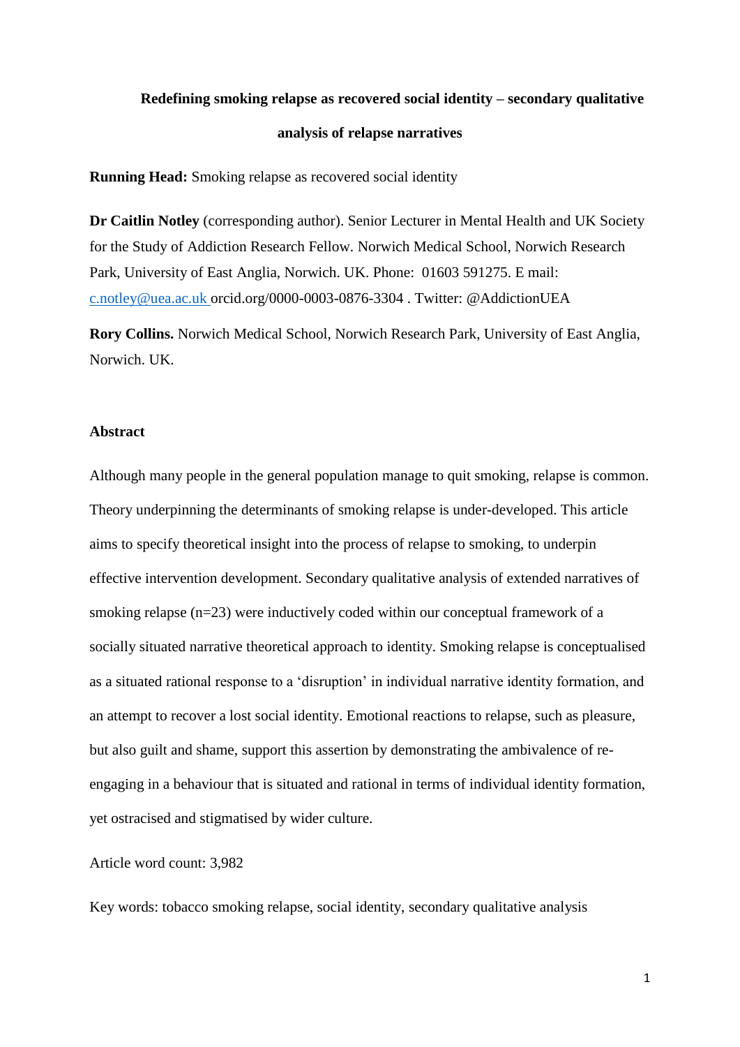# Redefining smoking relapse as recovered social identity – secondary qualitative analysis of relapse narratives

**Running Head:** Smoking relapse as recovered social identity

**Dr Caitlin Notley** (corresponding author). Senior Lecturer in Mental Health and UK Society for the Study of Addiction Research Fellow. Norwich Medical School, Norwich Research Park, University of East Anglia, Norwich. UK. Phone: 01603 591275. E mail: c.notley@uea.ac.uk orcid.org/0000-0003-0876-3304 . Twitter: @AddictionUEA

**Rory Collins.** Norwich Medical School, Norwich Research Park, University of East Anglia, Norwich. UK.

## Abstract

Although many people in the general population manage to quit smoking, relapse is common. Theory underpinning the determinants of smoking relapse is under-developed. This article aims to specify theoretical insight into the process of relapse to smoking, to underpin effective intervention development. Secondary qualitative analysis of extended narratives of smoking relapse (n=23) were inductively coded within our conceptual framework of a socially situated narrative theoretical approach to identity. Smoking relapse is conceptualised as a situated rational response to a 'disruption' in individual narrative identity formation, and an attempt to recover a lost social identity. Emotional reactions to relapse, such as pleasure, but also guilt and shame, support this assertion by demonstrating the ambivalence of re-engaging in a behaviour that is situated and rational in terms of individual identity formation, yet ostracised and stigmatised by wider culture.

Article word count: 3,982

Key words: tobacco smoking relapse, social identity, secondary qualitative analysis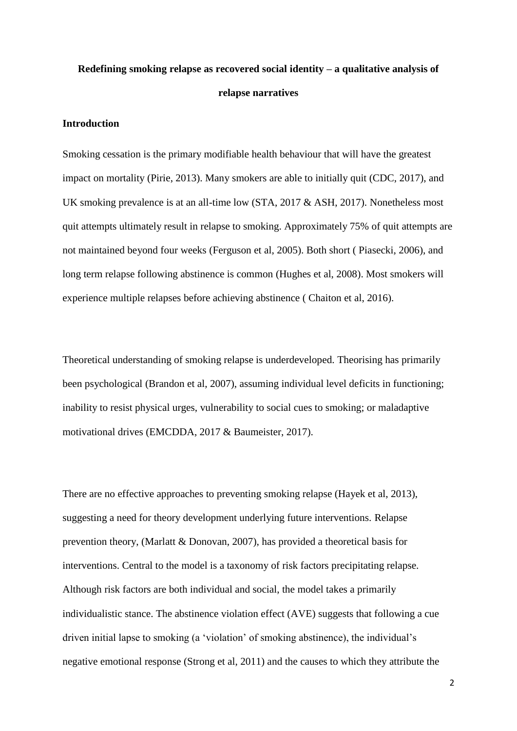# Redefining smoking relapse as recovered social identity – a qualitative analysis of relapse narratives

## Introduction

Smoking cessation is the primary modifiable health behaviour that will have the greatest impact on mortality (Pirie, 2013). Many smokers are able to initially quit (CDC, 2017), and UK smoking prevalence is at an all-time low (STA, 2017 & ASH, 2017). Nonetheless most quit attempts ultimately result in relapse to smoking. Approximately 75% of quit attempts are not maintained beyond four weeks (Ferguson et al, 2005). Both short ( Piasecki, 2006), and long term relapse following abstinence is common (Hughes et al, 2008). Most smokers will experience multiple relapses before achieving abstinence ( Chaiton et al, 2016).

Theoretical understanding of smoking relapse is underdeveloped. Theorising has primarily been psychological (Brandon et al, 2007), assuming individual level deficits in functioning; inability to resist physical urges, vulnerability to social cues to smoking; or maladaptive motivational drives (EMCDDA, 2017 & Baumeister, 2017).

There are no effective approaches to preventing smoking relapse (Hayek et al, 2013), suggesting a need for theory development underlying future interventions. Relapse prevention theory, (Marlatt & Donovan, 2007), has provided a theoretical basis for interventions. Central to the model is a taxonomy of risk factors precipitating relapse. Although risk factors are both individual and social, the model takes a primarily individualistic stance. The abstinence violation effect (AVE) suggests that following a cue driven initial lapse to smoking (a 'violation' of smoking abstinence), the individual's negative emotional response (Strong et al, 2011) and the causes to which they attribute the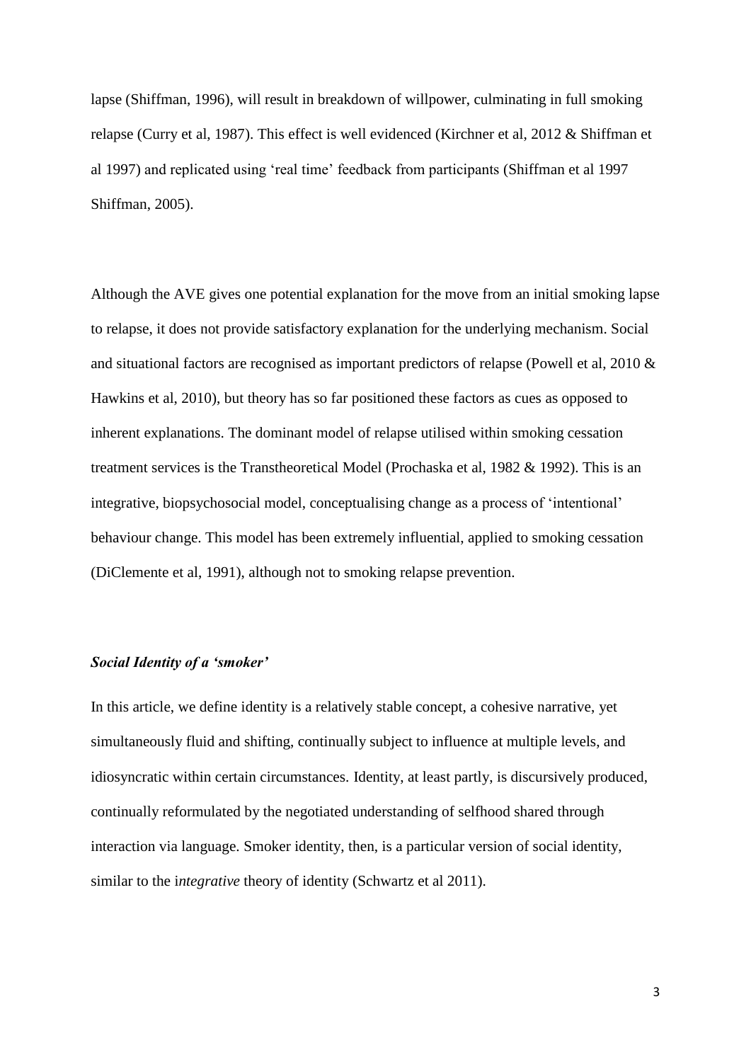lapse (Shiffman, 1996), will result in breakdown of willpower, culminating in full smoking relapse (Curry et al, 1987). This effect is well evidenced (Kirchner et al, 2012 & Shiffman et al 1997) and replicated using 'real time' feedback from participants (Shiffman et al 1997 Shiffman, 2005).

Although the AVE gives one potential explanation for the move from an initial smoking lapse to relapse, it does not provide satisfactory explanation for the underlying mechanism. Social and situational factors are recognised as important predictors of relapse (Powell et al, 2010 & Hawkins et al, 2010), but theory has so far positioned these factors as cues as opposed to inherent explanations. The dominant model of relapse utilised within smoking cessation treatment services is the Transtheoretical Model (Prochaska et al, 1982 & 1992). This is an integrative, biopsychosocial model, conceptualising change as a process of 'intentional' behaviour change. This model has been extremely influential, applied to smoking cessation (DiClemente et al, 1991), although not to smoking relapse prevention.

### *Social Identity of a 'smoker'*

In this article, we define identity is a relatively stable concept, a cohesive narrative, yet simultaneously fluid and shifting, continually subject to influence at multiple levels, and idiosyncratic within certain circumstances. Identity, at least partly, is discursively produced, continually reformulated by the negotiated understanding of selfhood shared through interaction via language. Smoker identity, then, is a particular version of social identity, similar to the i*ntegrative* theory of identity (Schwartz et al 2011).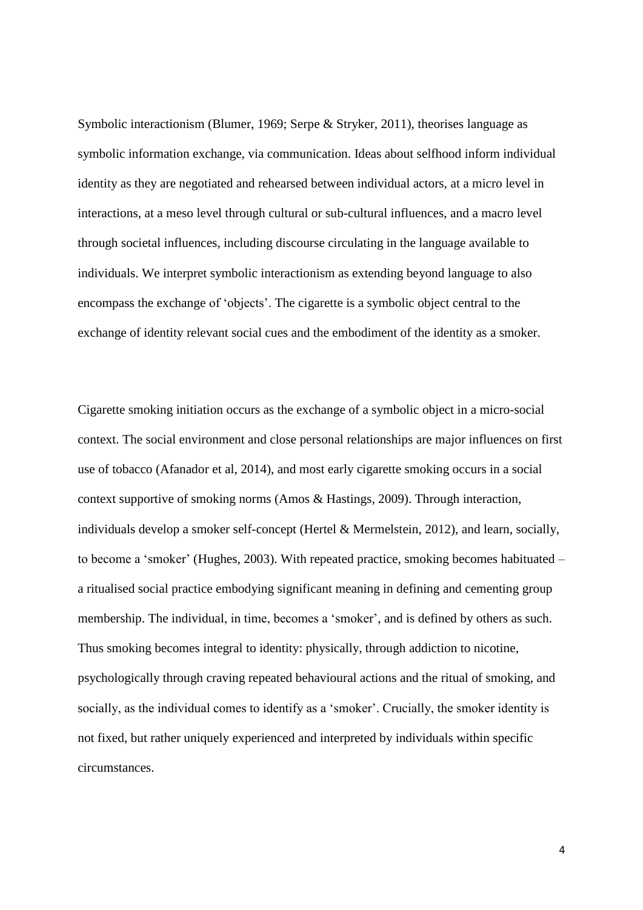Symbolic interactionism (Blumer, 1969; Serpe & Stryker, 2011), theorises language as symbolic information exchange, via communication. Ideas about selfhood inform individual identity as they are negotiated and rehearsed between individual actors, at a micro level in interactions, at a meso level through cultural or sub-cultural influences, and a macro level through societal influences, including discourse circulating in the language available to individuals. We interpret symbolic interactionism as extending beyond language to also encompass the exchange of 'objects'. The cigarette is a symbolic object central to the exchange of identity relevant social cues and the embodiment of the identity as a smoker.

Cigarette smoking initiation occurs as the exchange of a symbolic object in a micro-social context. The social environment and close personal relationships are major influences on first use of tobacco (Afanador et al, 2014), and most early cigarette smoking occurs in a social context supportive of smoking norms (Amos & Hastings, 2009). Through interaction, individuals develop a smoker self-concept (Hertel & Mermelstein, 2012), and learn, socially, to become a 'smoker' (Hughes, 2003). With repeated practice, smoking becomes habituated – a ritualised social practice embodying significant meaning in defining and cementing group membership. The individual, in time, becomes a 'smoker', and is defined by others as such. Thus smoking becomes integral to identity: physically, through addiction to nicotine, psychologically through craving repeated behavioural actions and the ritual of smoking, and socially, as the individual comes to identify as a 'smoker'. Crucially, the smoker identity is not fixed, but rather uniquely experienced and interpreted by individuals within specific circumstances.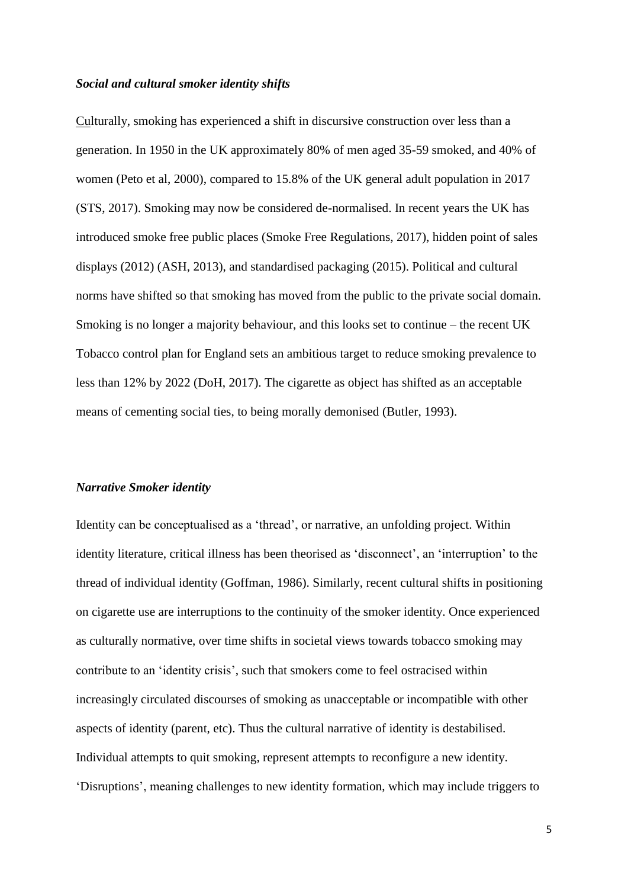### *Social and cultural smoker identity shifts*

Culturally, smoking has experienced a shift in discursive construction over less than a generation. In 1950 in the UK approximately 80% of men aged 35-59 smoked, and 40% of women (Peto et al, 2000), compared to 15.8% of the UK general adult population in 2017 (STS, 2017). Smoking may now be considered de-normalised. In recent years the UK has introduced smoke free public places (Smoke Free Regulations, 2017), hidden point of sales displays (2012) (ASH, 2013), and standardised packaging (2015). Political and cultural norms have shifted so that smoking has moved from the public to the private social domain. Smoking is no longer a majority behaviour, and this looks set to continue – the recent UK Tobacco control plan for England sets an ambitious target to reduce smoking prevalence to less than 12% by 2022 (DoH, 2017). The cigarette as object has shifted as an acceptable means of cementing social ties, to being morally demonised (Butler, 1993).

### *Narrative Smoker identity*

Identity can be conceptualised as a 'thread', or narrative, an unfolding project. Within identity literature, critical illness has been theorised as 'disconnect', an 'interruption' to the thread of individual identity (Goffman, 1986). Similarly, recent cultural shifts in positioning on cigarette use are interruptions to the continuity of the smoker identity. Once experienced as culturally normative, over time shifts in societal views towards tobacco smoking may contribute to an 'identity crisis', such that smokers come to feel ostracised within increasingly circulated discourses of smoking as unacceptable or incompatible with other aspects of identity (parent, etc). Thus the cultural narrative of identity is destabilised. Individual attempts to quit smoking, represent attempts to reconfigure a new identity. 'Disruptions', meaning challenges to new identity formation, which may include triggers to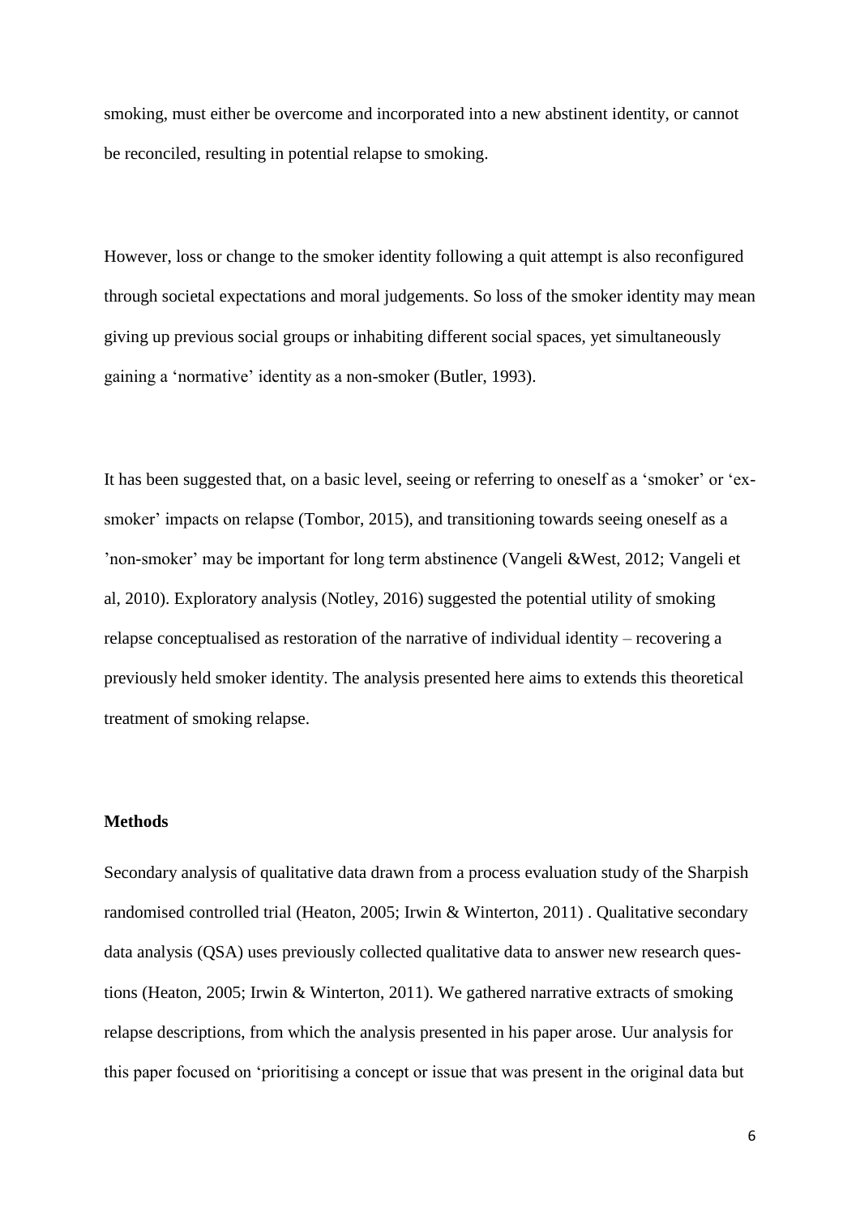smoking, must either be overcome and incorporated into a new abstinent identity, or cannot be reconciled, resulting in potential relapse to smoking.

However, loss or change to the smoker identity following a quit attempt is also reconfigured through societal expectations and moral judgements. So loss of the smoker identity may mean giving up previous social groups or inhabiting different social spaces, yet simultaneously gaining a 'normative' identity as a non-smoker (Butler, 1993).

It has been suggested that, on a basic level, seeing or referring to oneself as a 'smoker' or 'ex-smoker' impacts on relapse (Tombor, 2015), and transitioning towards seeing oneself as a 'non-smoker' may be important for long term abstinence (Vangeli &West, 2012; Vangeli et al, 2010). Exploratory analysis (Notley, 2016) suggested the potential utility of smoking relapse conceptualised as restoration of the narrative of individual identity – recovering a previously held smoker identity. The analysis presented here aims to extends this theoretical treatment of smoking relapse.

**Methods**

Secondary analysis of qualitative data drawn from a process evaluation study of the Sharpish randomised controlled trial (Heaton, 2005; Irwin & Winterton, 2011) . Qualitative secondary data analysis (QSA) uses previously collected qualitative data to answer new research questions (Heaton, 2005; Irwin & Winterton, 2011). We gathered narrative extracts of smoking relapse descriptions, from which the analysis presented in his paper arose. Uur analysis for this paper focused on 'prioritising a concept or issue that was present in the original data but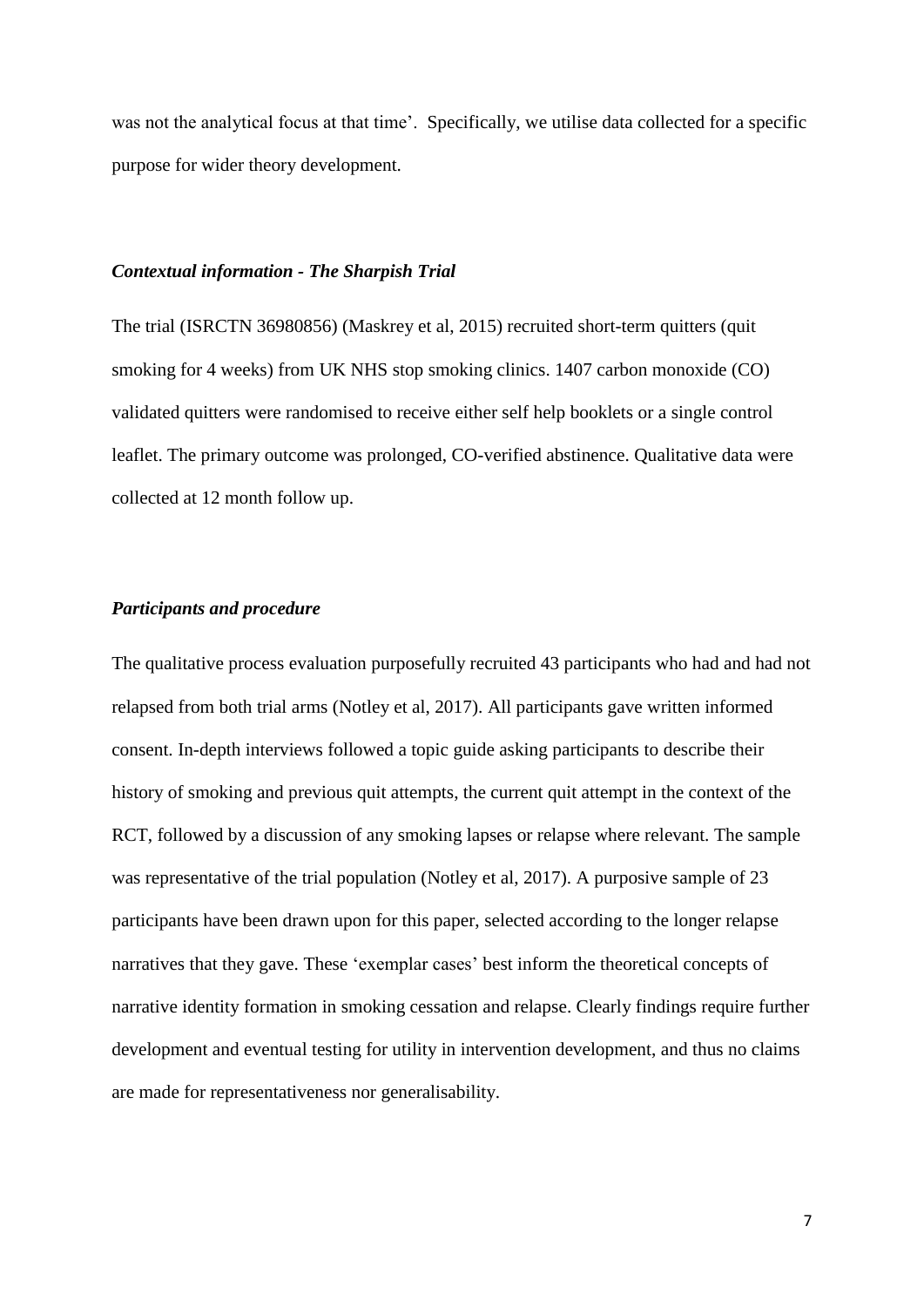was not the analytical focus at that time'. Specifically, we utilise data collected for a specific purpose for wider theory development.

### *Contextual information - The Sharpish Trial*

The trial (ISRCTN 36980856) (Maskrey et al, 2015) recruited short-term quitters (quit smoking for 4 weeks) from UK NHS stop smoking clinics. 1407 carbon monoxide (CO) validated quitters were randomised to receive either self help booklets or a single control leaflet. The primary outcome was prolonged, CO-verified abstinence. Qualitative data were collected at 12 month follow up.

### *Participants and procedure*

The qualitative process evaluation purposefully recruited 43 participants who had and had not relapsed from both trial arms (Notley et al, 2017). All participants gave written informed consent. In-depth interviews followed a topic guide asking participants to describe their history of smoking and previous quit attempts, the current quit attempt in the context of the RCT, followed by a discussion of any smoking lapses or relapse where relevant. The sample was representative of the trial population (Notley et al, 2017). A purposive sample of 23 participants have been drawn upon for this paper, selected according to the longer relapse narratives that they gave. These 'exemplar cases' best inform the theoretical concepts of narrative identity formation in smoking cessation and relapse. Clearly findings require further development and eventual testing for utility in intervention development, and thus no claims are made for representativeness nor generalisability.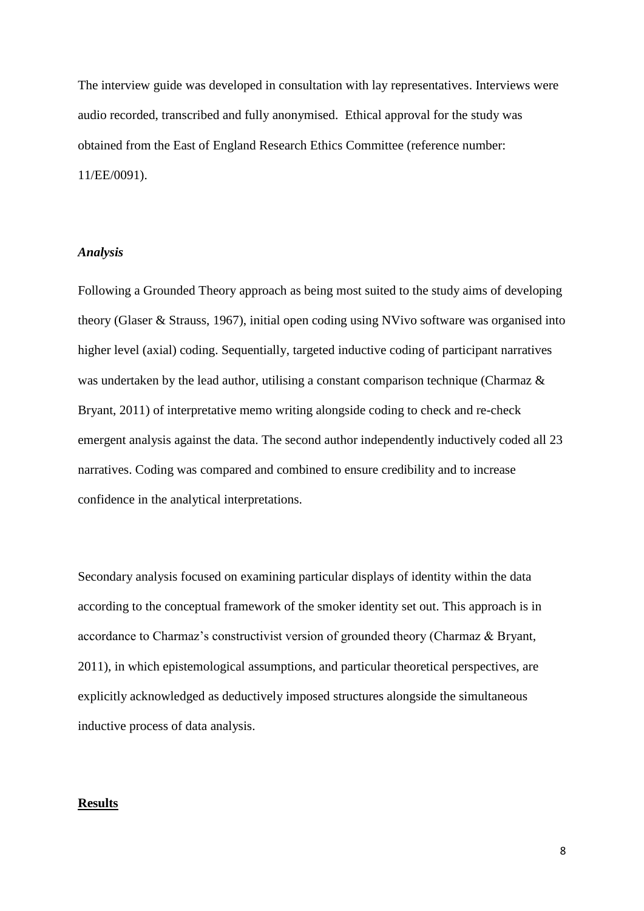The interview guide was developed in consultation with lay representatives. Interviews were audio recorded, transcribed and fully anonymised. Ethical approval for the study was obtained from the East of England Research Ethics Committee (reference number: 11/EE/0091).

### *Analysis*

Following a Grounded Theory approach as being most suited to the study aims of developing theory (Glaser & Strauss, 1967), initial open coding using NVivo software was organised into higher level (axial) coding. Sequentially, targeted inductive coding of participant narratives was undertaken by the lead author, utilising a constant comparison technique (Charmaz & Bryant, 2011) of interpretative memo writing alongside coding to check and re-check emergent analysis against the data. The second author independently inductively coded all 23 narratives. Coding was compared and combined to ensure credibility and to increase confidence in the analytical interpretations.

Secondary analysis focused on examining particular displays of identity within the data according to the conceptual framework of the smoker identity set out. This approach is in accordance to Charmaz's constructivist version of grounded theory (Charmaz & Bryant, 2011), in which epistemological assumptions, and particular theoretical perspectives, are explicitly acknowledged as deductively imposed structures alongside the simultaneous inductive process of data analysis.

## **Results**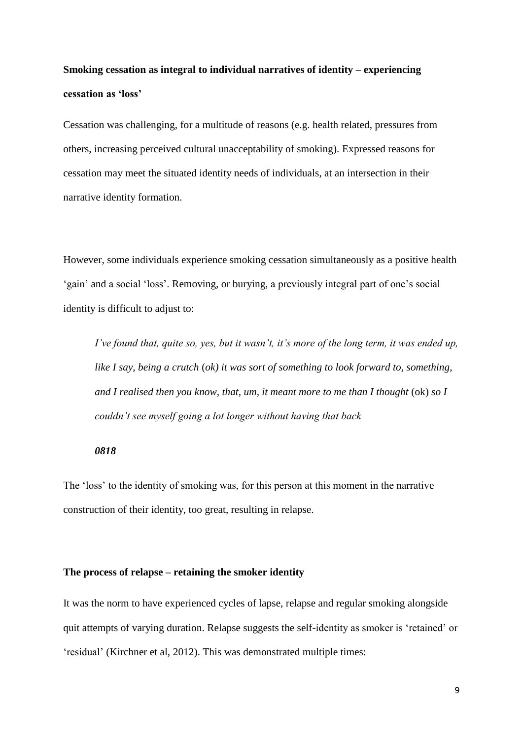**Smoking cessation as integral to individual narratives of identity – experiencing cessation as 'loss'**

Cessation was challenging, for a multitude of reasons (e.g. health related, pressures from others, increasing perceived cultural unacceptability of smoking). Expressed reasons for cessation may meet the situated identity needs of individuals, at an intersection in their narrative identity formation.

However, some individuals experience smoking cessation simultaneously as a positive health 'gain' and a social 'loss'. Removing, or burying, a previously integral part of one's social identity is difficult to adjust to:

> *I've found that, quite so, yes, but it wasn't, it's more of the long term, it was ended up, like I say, being a crutch (ok) it was sort of something to look forward to, something, and I realised then you know, that, um, it meant more to me than I thought* (ok) *so I couldn't see myself going a lot longer without having that back*
>
> ***0818***

The 'loss' to the identity of smoking was, for this person at this moment in the narrative construction of their identity, too great, resulting in relapse.

**The process of relapse – retaining the smoker identity**

It was the norm to have experienced cycles of lapse, relapse and regular smoking alongside quit attempts of varying duration. Relapse suggests the self-identity as smoker is 'retained' or 'residual' (Kirchner et al, 2012). This was demonstrated multiple times: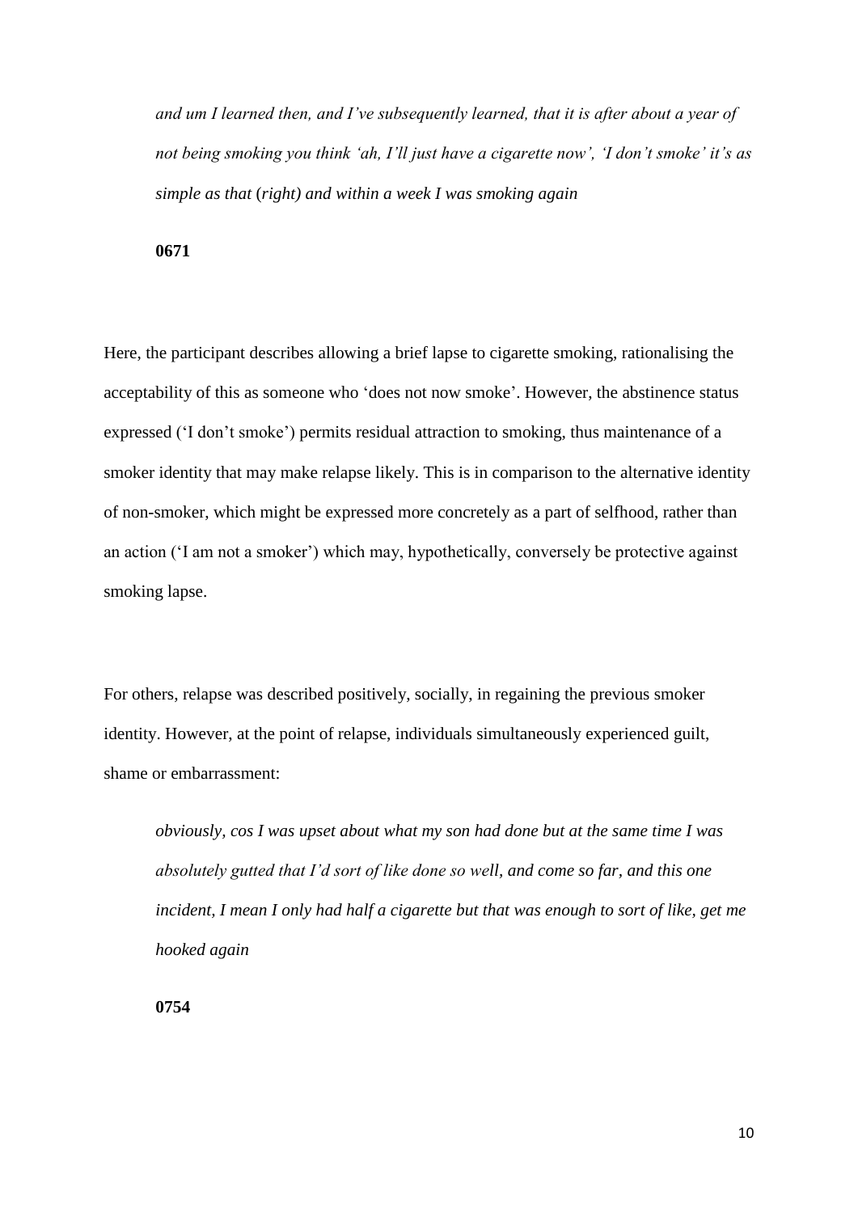*and um I learned then, and I've subsequently learned, that it is after about a year of not being smoking you think 'ah, I'll just have a cigarette now', 'I don't smoke' it's as simple as that* (*right) and within a week I was smoking again*

**0671**

Here, the participant describes allowing a brief lapse to cigarette smoking, rationalising the acceptability of this as someone who 'does not now smoke'. However, the abstinence status expressed ('I don't smoke') permits residual attraction to smoking, thus maintenance of a smoker identity that may make relapse likely. This is in comparison to the alternative identity of non-smoker, which might be expressed more concretely as a part of selfhood, rather than an action ('I am not a smoker') which may, hypothetically, conversely be protective against smoking lapse.

For others, relapse was described positively, socially, in regaining the previous smoker identity. However, at the point of relapse, individuals simultaneously experienced guilt, shame or embarrassment:

*obviously, cos I was upset about what my son had done but at the same time I was absolutely gutted that I'd sort of like done so well, and come so far, and this one incident, I mean I only had half a cigarette but that was enough to sort of like, get me hooked again*

**0754**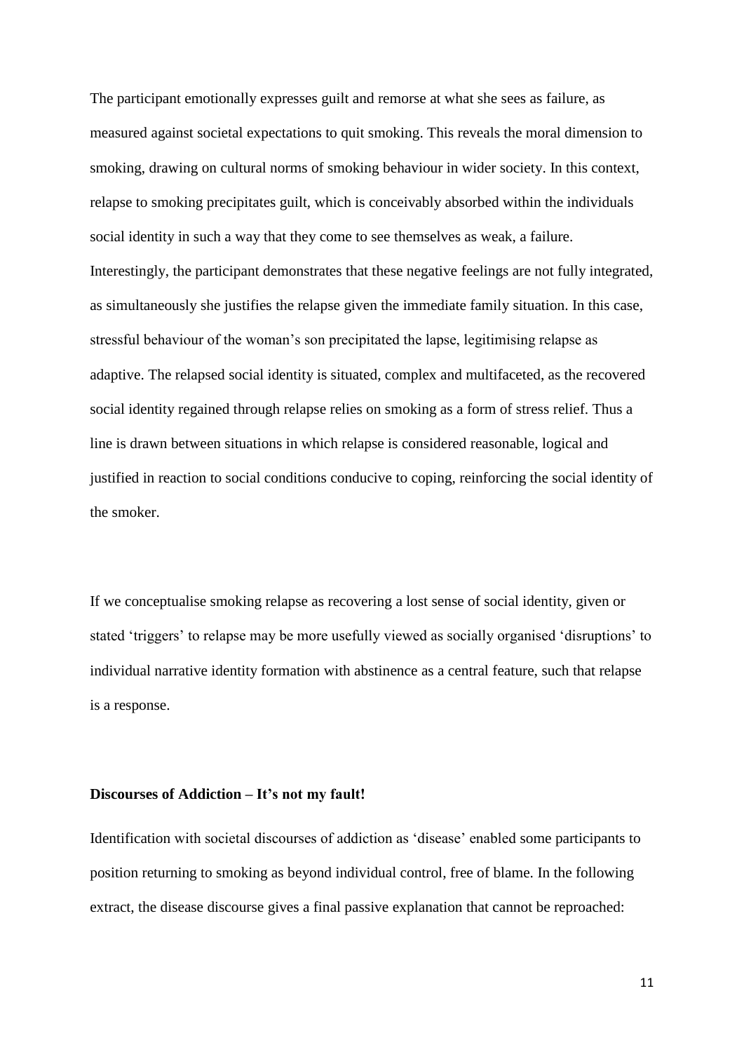The participant emotionally expresses guilt and remorse at what she sees as failure, as measured against societal expectations to quit smoking. This reveals the moral dimension to smoking, drawing on cultural norms of smoking behaviour in wider society. In this context, relapse to smoking precipitates guilt, which is conceivably absorbed within the individuals social identity in such a way that they come to see themselves as weak, a failure. Interestingly, the participant demonstrates that these negative feelings are not fully integrated, as simultaneously she justifies the relapse given the immediate family situation. In this case, stressful behaviour of the woman's son precipitated the lapse, legitimising relapse as adaptive. The relapsed social identity is situated, complex and multifaceted, as the recovered social identity regained through relapse relies on smoking as a form of stress relief. Thus a line is drawn between situations in which relapse is considered reasonable, logical and justified in reaction to social conditions conducive to coping, reinforcing the social identity of the smoker.

If we conceptualise smoking relapse as recovering a lost sense of social identity, given or stated 'triggers' to relapse may be more usefully viewed as socially organised 'disruptions' to individual narrative identity formation with abstinence as a central feature, such that relapse is a response.

**Discourses of Addiction – It's not my fault!**

Identification with societal discourses of addiction as 'disease' enabled some participants to position returning to smoking as beyond individual control, free of blame. In the following extract, the disease discourse gives a final passive explanation that cannot be reproached: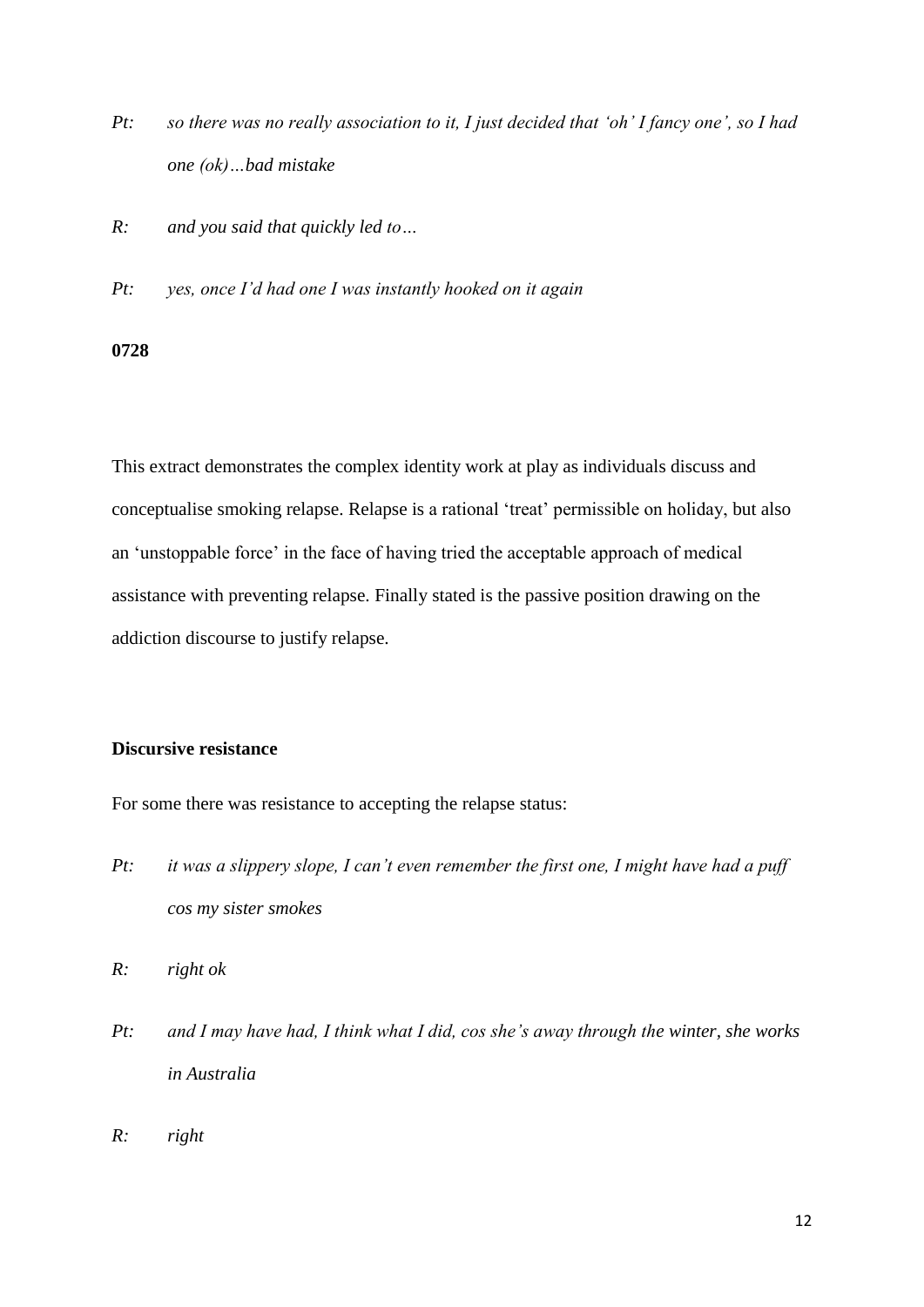*Pt: so there was no really association to it, I just decided that 'oh' I fancy one', so I had one (ok)…bad mistake*

*R: and you said that quickly led to…*

*Pt: yes, once I'd had one I was instantly hooked on it again*

**0728**

This extract demonstrates the complex identity work at play as individuals discuss and conceptualise smoking relapse. Relapse is a rational 'treat' permissible on holiday, but also an 'unstoppable force' in the face of having tried the acceptable approach of medical assistance with preventing relapse. Finally stated is the passive position drawing on the addiction discourse to justify relapse.

**Discursive resistance**

For some there was resistance to accepting the relapse status:

*Pt: it was a slippery slope, I can't even remember the first one, I might have had a puff cos my sister smokes*

*R: right ok*

*Pt: and I may have had, I think what I did, cos she's away through the winter, she works in Australia*

*R: right*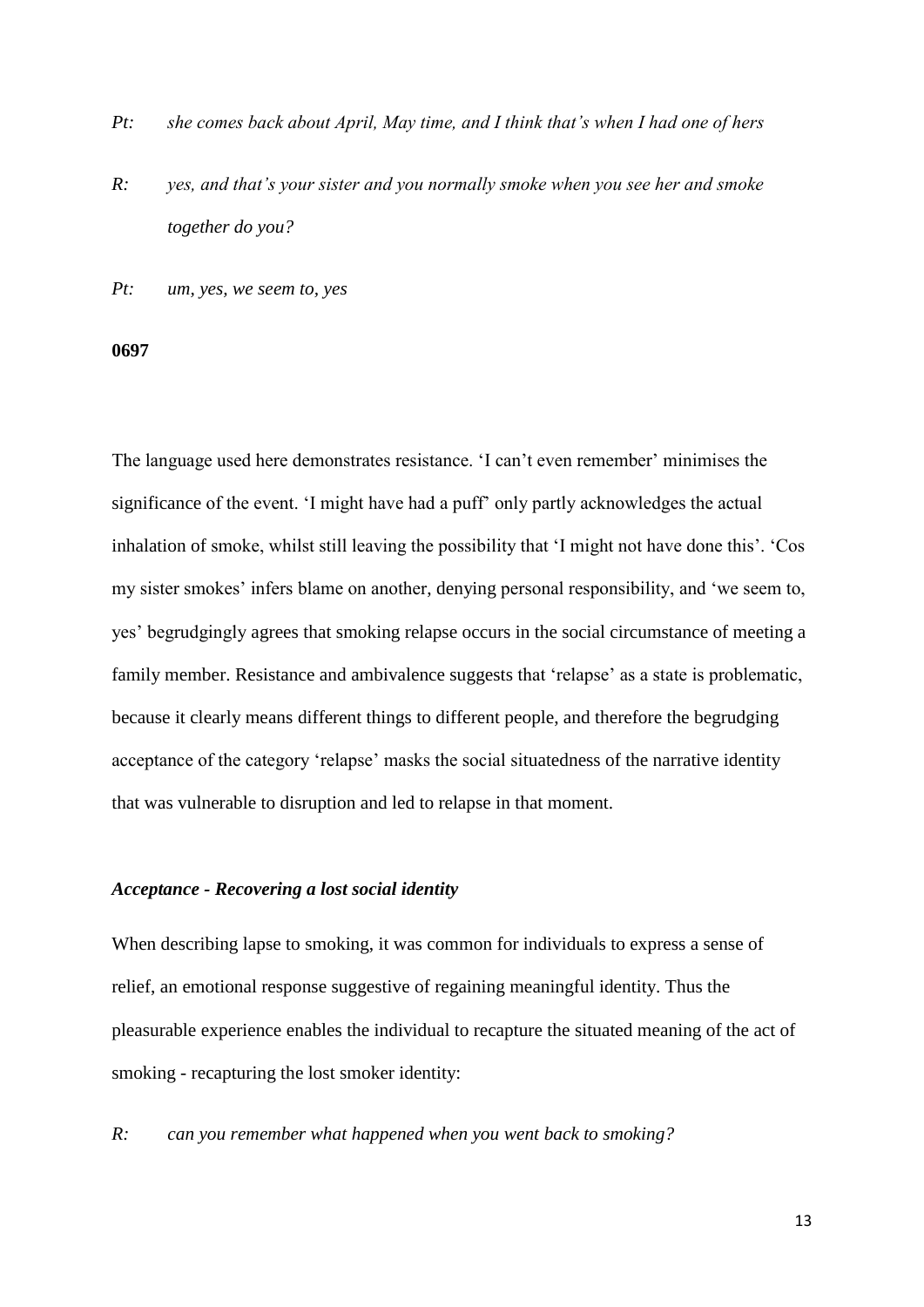*Pt: she comes back about April, May time, and I think that's when I had one of hers*

*R: yes, and that's your sister and you normally smoke when you see her and smoke together do you?*

*Pt: um, yes, we seem to, yes*

**0697**

The language used here demonstrates resistance. 'I can't even remember' minimises the significance of the event. 'I might have had a puff' only partly acknowledges the actual inhalation of smoke, whilst still leaving the possibility that 'I might not have done this'. 'Cos my sister smokes' infers blame on another, denying personal responsibility, and 'we seem to, yes' begrudgingly agrees that smoking relapse occurs in the social circumstance of meeting a family member. Resistance and ambivalence suggests that 'relapse' as a state is problematic, because it clearly means different things to different people, and therefore the begrudging acceptance of the category 'relapse' masks the social situatedness of the narrative identity that was vulnerable to disruption and led to relapse in that moment.

### *Acceptance - Recovering a lost social identity*

When describing lapse to smoking, it was common for individuals to express a sense of relief, an emotional response suggestive of regaining meaningful identity. Thus the pleasurable experience enables the individual to recapture the situated meaning of the act of smoking - recapturing the lost smoker identity:

*R: can you remember what happened when you went back to smoking?*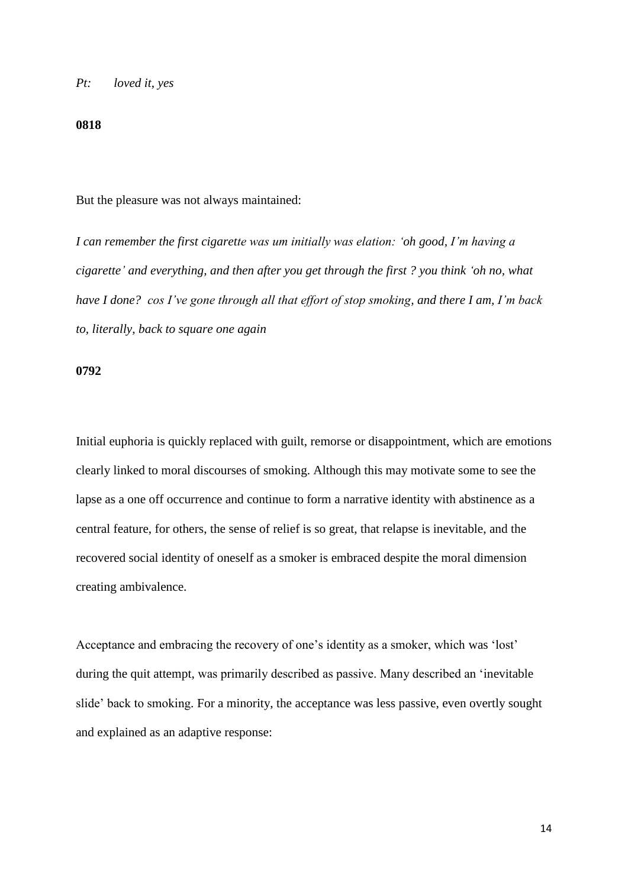*Pt:   loved it, yes*

**0818**

But the pleasure was not always maintained:

*I can remember the first cigarette was um initially was elation: 'oh good, I'm having a cigarette' and everything, and then after you get through the first ? you think 'oh no, what have I done? cos I've gone through all that effort of stop smoking, and there I am, I'm back to, literally, back to square one again*

**0792**

Initial euphoria is quickly replaced with guilt, remorse or disappointment, which are emotions clearly linked to moral discourses of smoking. Although this may motivate some to see the lapse as a one off occurrence and continue to form a narrative identity with abstinence as a central feature, for others, the sense of relief is so great, that relapse is inevitable, and the recovered social identity of oneself as a smoker is embraced despite the moral dimension creating ambivalence.

Acceptance and embracing the recovery of one's identity as a smoker, which was 'lost' during the quit attempt, was primarily described as passive. Many described an 'inevitable slide' back to smoking. For a minority, the acceptance was less passive, even overtly sought and explained as an adaptive response: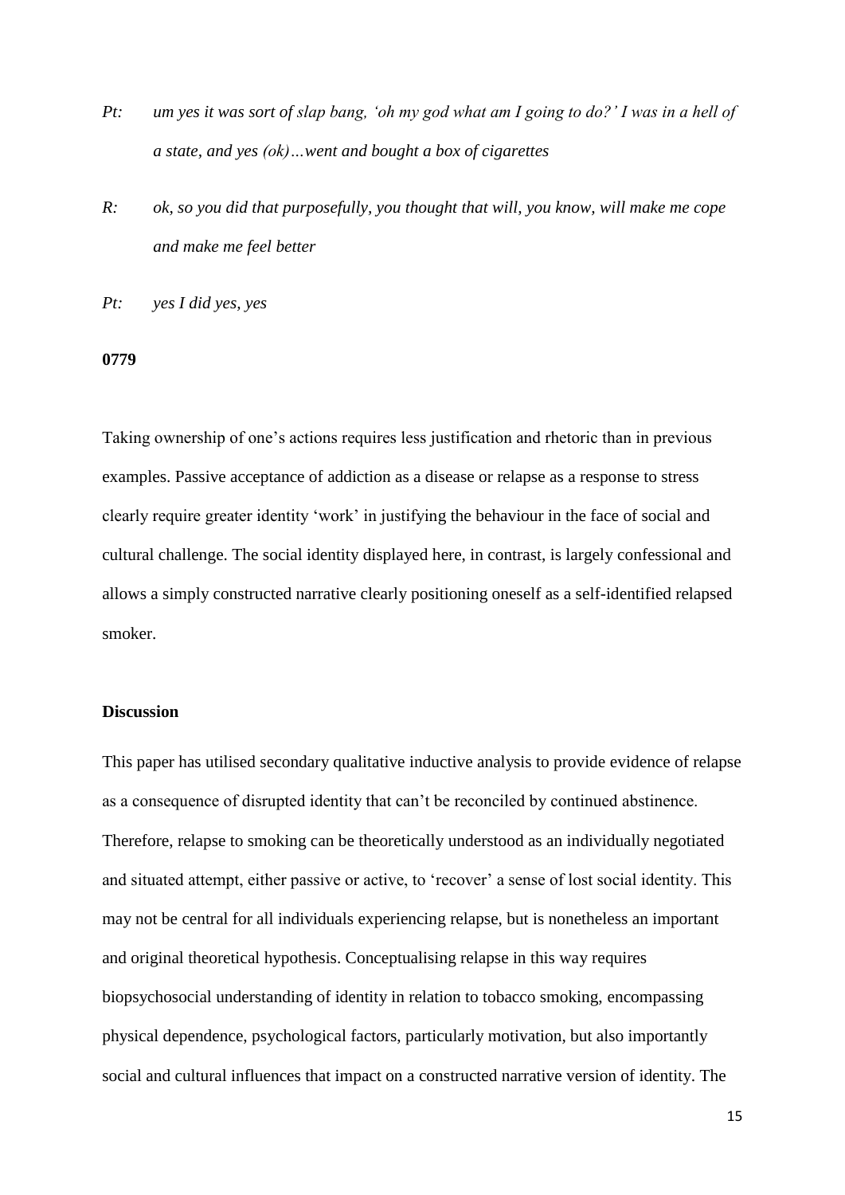*Pt: um yes it was sort of slap bang, 'oh my god what am I going to do?' I was in a hell of a state, and yes (ok)…went and bought a box of cigarettes*

*R: ok, so you did that purposefully, you thought that will, you know, will make me cope and make me feel better*

*Pt: yes I did yes, yes*

**0779**

Taking ownership of one's actions requires less justification and rhetoric than in previous examples. Passive acceptance of addiction as a disease or relapse as a response to stress clearly require greater identity 'work' in justifying the behaviour in the face of social and cultural challenge. The social identity displayed here, in contrast, is largely confessional and allows a simply constructed narrative clearly positioning oneself as a self-identified relapsed smoker.

## Discussion

This paper has utilised secondary qualitative inductive analysis to provide evidence of relapse as a consequence of disrupted identity that can't be reconciled by continued abstinence. Therefore, relapse to smoking can be theoretically understood as an individually negotiated and situated attempt, either passive or active, to 'recover' a sense of lost social identity. This may not be central for all individuals experiencing relapse, but is nonetheless an important and original theoretical hypothesis. Conceptualising relapse in this way requires biopsychosocial understanding of identity in relation to tobacco smoking, encompassing physical dependence, psychological factors, particularly motivation, but also importantly social and cultural influences that impact on a constructed narrative version of identity. The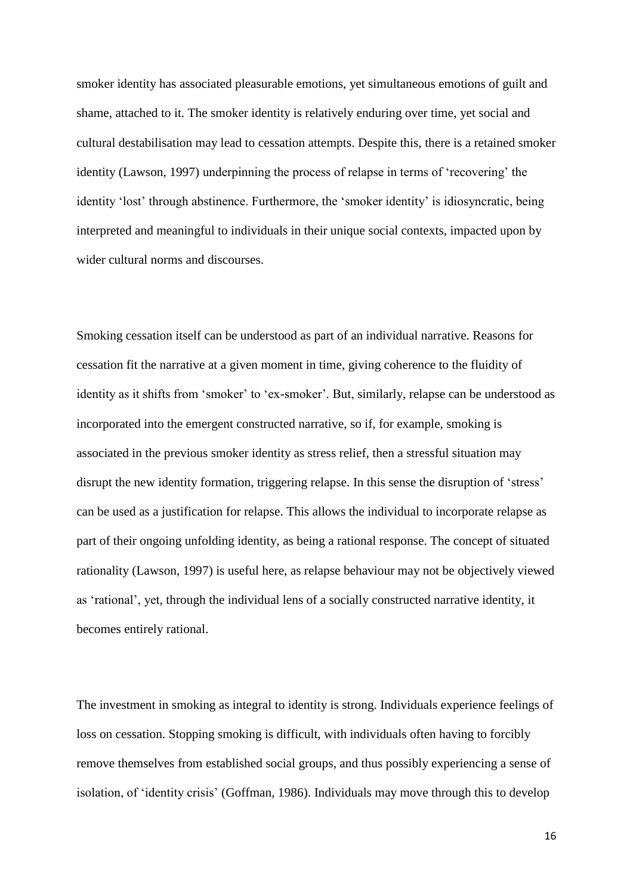smoker identity has associated pleasurable emotions, yet simultaneous emotions of guilt and shame, attached to it. The smoker identity is relatively enduring over time, yet social and cultural destabilisation may lead to cessation attempts. Despite this, there is a retained smoker identity (Lawson, 1997) underpinning the process of relapse in terms of 'recovering' the identity 'lost' through abstinence. Furthermore, the 'smoker identity' is idiosyncratic, being interpreted and meaningful to individuals in their unique social contexts, impacted upon by wider cultural norms and discourses.

Smoking cessation itself can be understood as part of an individual narrative. Reasons for cessation fit the narrative at a given moment in time, giving coherence to the fluidity of identity as it shifts from 'smoker' to 'ex-smoker'. But, similarly, relapse can be understood as incorporated into the emergent constructed narrative, so if, for example, smoking is associated in the previous smoker identity as stress relief, then a stressful situation may disrupt the new identity formation, triggering relapse. In this sense the disruption of 'stress' can be used as a justification for relapse. This allows the individual to incorporate relapse as part of their ongoing unfolding identity, as being a rational response. The concept of situated rationality (Lawson, 1997) is useful here, as relapse behaviour may not be objectively viewed as 'rational', yet, through the individual lens of a socially constructed narrative identity, it becomes entirely rational.

The investment in smoking as integral to identity is strong. Individuals experience feelings of loss on cessation. Stopping smoking is difficult, with individuals often having to forcibly remove themselves from established social groups, and thus possibly experiencing a sense of isolation, of 'identity crisis' (Goffman, 1986). Individuals may move through this to develop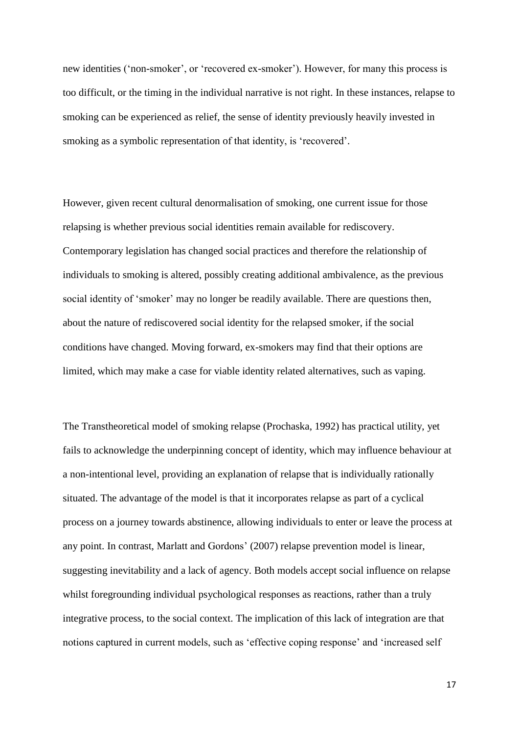new identities ('non-smoker', or 'recovered ex-smoker'). However, for many this process is too difficult, or the timing in the individual narrative is not right. In these instances, relapse to smoking can be experienced as relief, the sense of identity previously heavily invested in smoking as a symbolic representation of that identity, is 'recovered'.

However, given recent cultural denormalisation of smoking, one current issue for those relapsing is whether previous social identities remain available for rediscovery. Contemporary legislation has changed social practices and therefore the relationship of individuals to smoking is altered, possibly creating additional ambivalence, as the previous social identity of 'smoker' may no longer be readily available. There are questions then, about the nature of rediscovered social identity for the relapsed smoker, if the social conditions have changed. Moving forward, ex-smokers may find that their options are limited, which may make a case for viable identity related alternatives, such as vaping.

The Transtheoretical model of smoking relapse (Prochaska, 1992) has practical utility, yet fails to acknowledge the underpinning concept of identity, which may influence behaviour at a non-intentional level, providing an explanation of relapse that is individually rationally situated. The advantage of the model is that it incorporates relapse as part of a cyclical process on a journey towards abstinence, allowing individuals to enter or leave the process at any point. In contrast, Marlatt and Gordons' (2007) relapse prevention model is linear, suggesting inevitability and a lack of agency. Both models accept social influence on relapse whilst foregrounding individual psychological responses as reactions, rather than a truly integrative process, to the social context. The implication of this lack of integration are that notions captured in current models, such as 'effective coping response' and 'increased self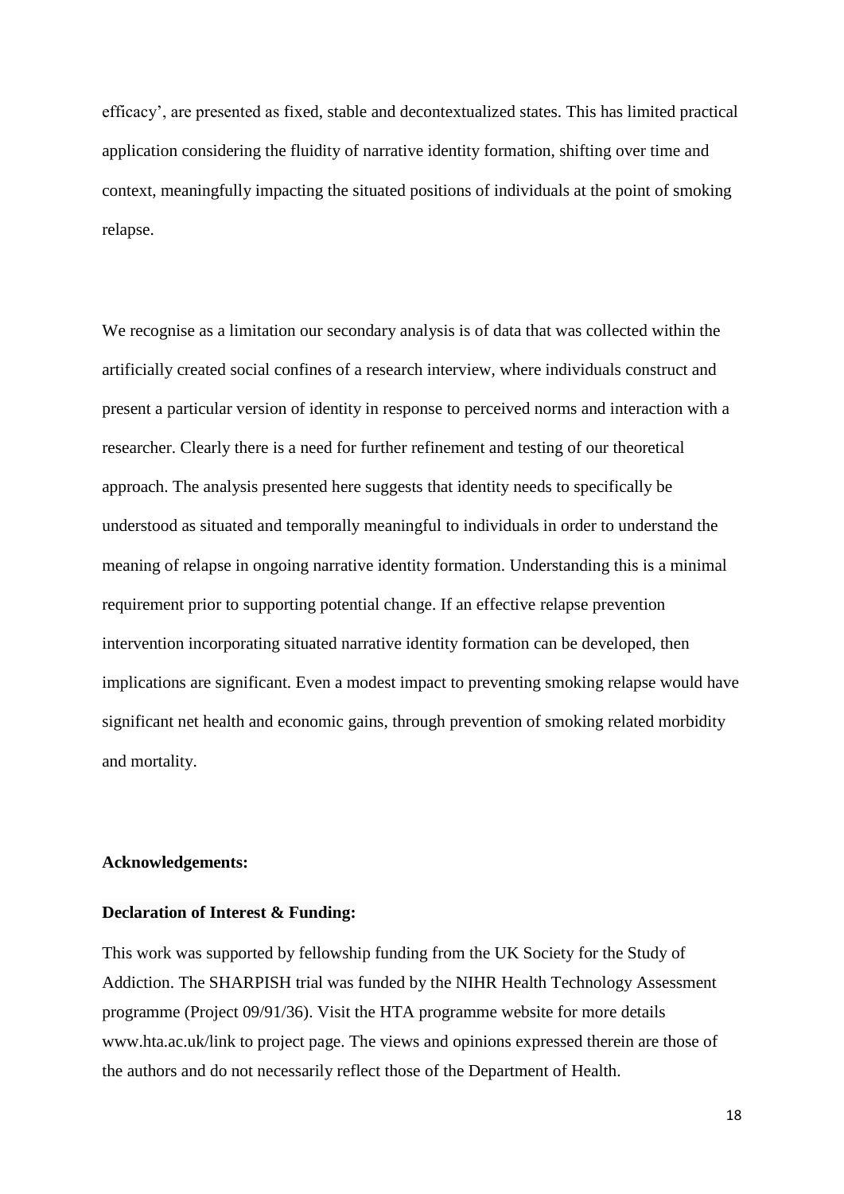efficacy', are presented as fixed, stable and decontextualized states. This has limited practical application considering the fluidity of narrative identity formation, shifting over time and context, meaningfully impacting the situated positions of individuals at the point of smoking relapse.

We recognise as a limitation our secondary analysis is of data that was collected within the artificially created social confines of a research interview, where individuals construct and present a particular version of identity in response to perceived norms and interaction with a researcher. Clearly there is a need for further refinement and testing of our theoretical approach. The analysis presented here suggests that identity needs to specifically be understood as situated and temporally meaningful to individuals in order to understand the meaning of relapse in ongoing narrative identity formation. Understanding this is a minimal requirement prior to supporting potential change. If an effective relapse prevention intervention incorporating situated narrative identity formation can be developed, then implications are significant. Even a modest impact to preventing smoking relapse would have significant net health and economic gains, through prevention of smoking related morbidity and mortality.

**Acknowledgements:**

**Declaration of Interest & Funding:**

This work was supported by fellowship funding from the UK Society for the Study of Addiction. The SHARPISH trial was funded by the NIHR Health Technology Assessment programme (Project 09/91/36). Visit the HTA programme website for more details www.hta.ac.uk/link to project page. The views and opinions expressed therein are those of the authors and do not necessarily reflect those of the Department of Health.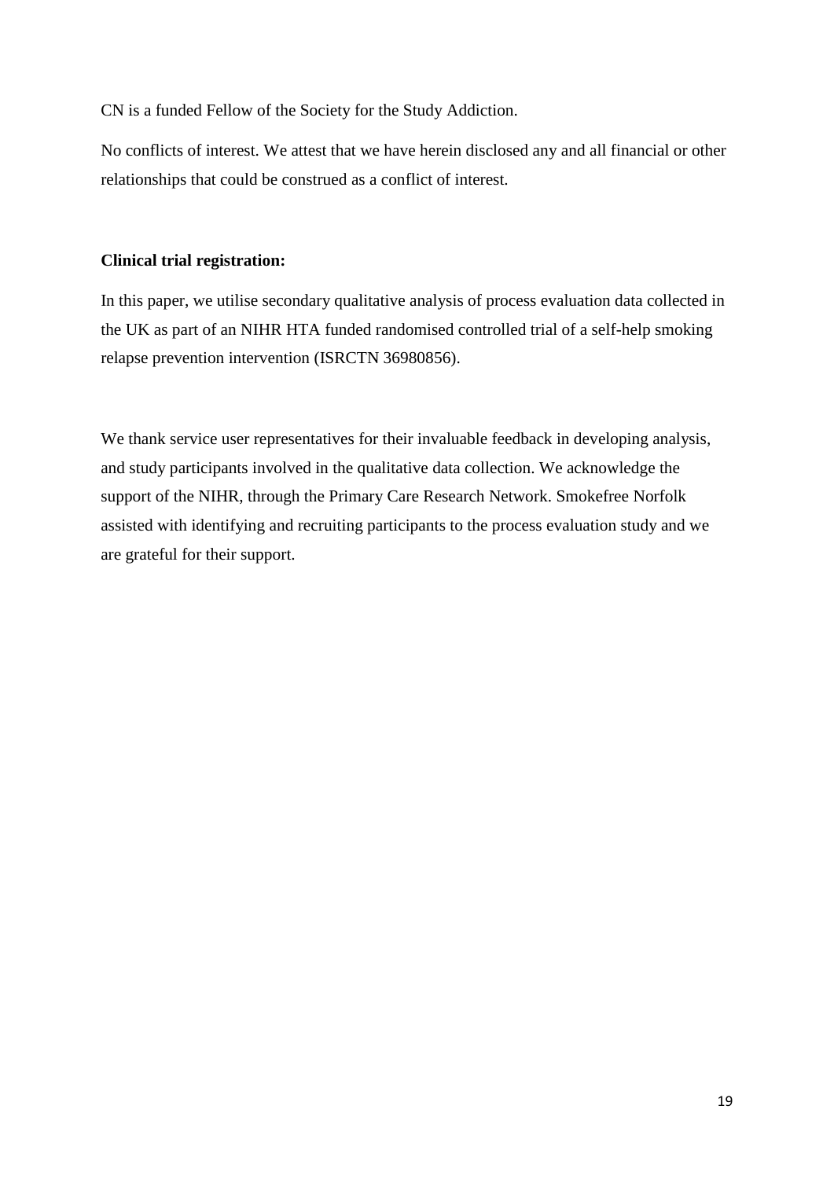CN is a funded Fellow of the Society for the Study Addiction.

No conflicts of interest. We attest that we have herein disclosed any and all financial or other relationships that could be construed as a conflict of interest.

**Clinical trial registration:**

In this paper, we utilise secondary qualitative analysis of process evaluation data collected in the UK as part of an NIHR HTA funded randomised controlled trial of a self-help smoking relapse prevention intervention (ISRCTN 36980856).

We thank service user representatives for their invaluable feedback in developing analysis, and study participants involved in the qualitative data collection. We acknowledge the support of the NIHR, through the Primary Care Research Network. Smokefree Norfolk assisted with identifying and recruiting participants to the process evaluation study and we are grateful for their support.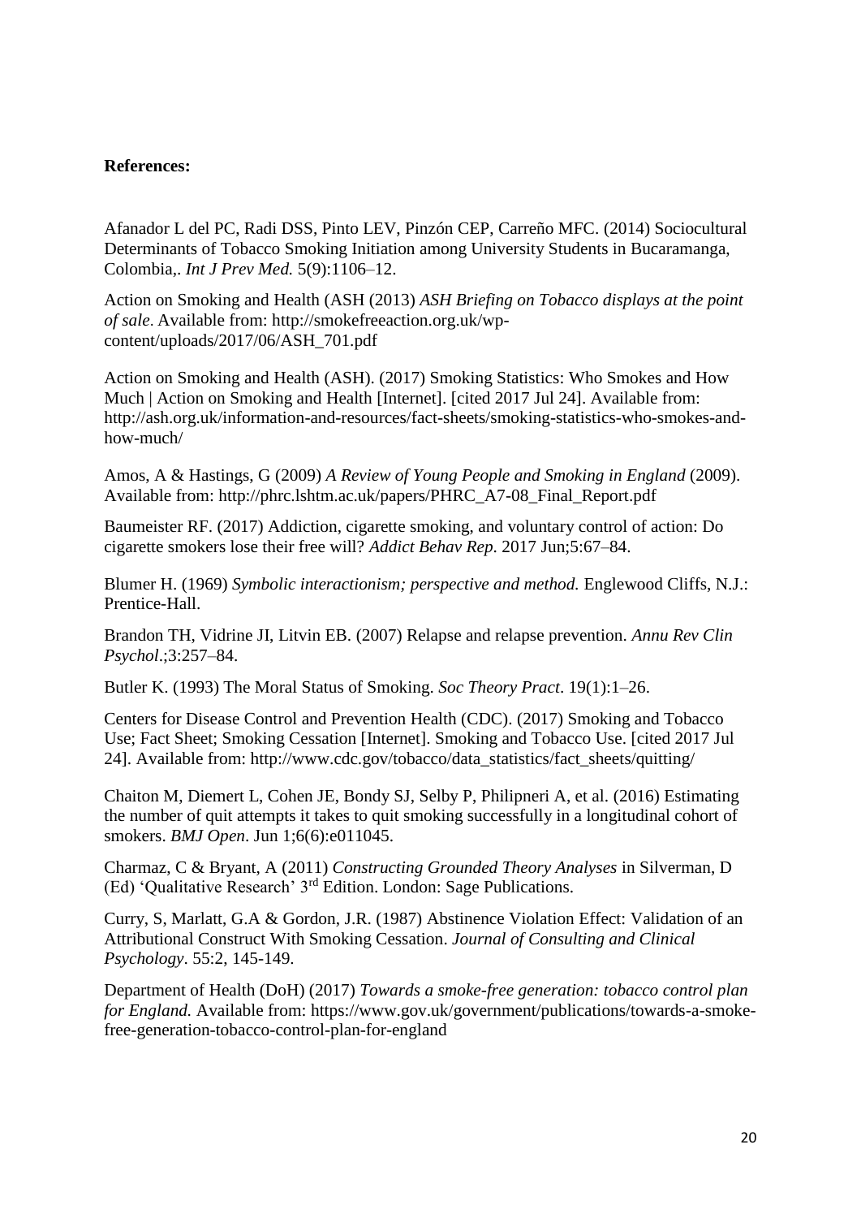**References:**

Afanador L del PC, Radi DSS, Pinto LEV, Pinzón CEP, Carreño MFC. (2014) Sociocultural Determinants of Tobacco Smoking Initiation among University Students in Bucaramanga, Colombia,. *Int J Prev Med.* 5(9):1106–12.

Action on Smoking and Health (ASH (2013) *ASH Briefing on Tobacco displays at the point of sale*. Available from: http://smokefreeaction.org.uk/wp-content/uploads/2017/06/ASH_701.pdf

Action on Smoking and Health (ASH). (2017) Smoking Statistics: Who Smokes and How Much | Action on Smoking and Health [Internet]. [cited 2017 Jul 24]. Available from: http://ash.org.uk/information-and-resources/fact-sheets/smoking-statistics-who-smokes-and-how-much/

Amos, A & Hastings, G (2009) *A Review of Young People and Smoking in England* (2009). Available from: http://phrc.lshtm.ac.uk/papers/PHRC_A7-08_Final_Report.pdf

Baumeister RF. (2017) Addiction, cigarette smoking, and voluntary control of action: Do cigarette smokers lose their free will? *Addict Behav Rep*. 2017 Jun;5:67–84.

Blumer H. (1969) *Symbolic interactionism; perspective and method.* Englewood Cliffs, N.J.: Prentice-Hall.

Brandon TH, Vidrine JI, Litvin EB. (2007) Relapse and relapse prevention. *Annu Rev Clin Psychol*.;3:257–84.

Butler K. (1993) The Moral Status of Smoking. *Soc Theory Pract*. 19(1):1–26.

Centers for Disease Control and Prevention Health (CDC). (2017) Smoking and Tobacco Use; Fact Sheet; Smoking Cessation [Internet]. Smoking and Tobacco Use. [cited 2017 Jul 24]. Available from: http://www.cdc.gov/tobacco/data_statistics/fact_sheets/quitting/

Chaiton M, Diemert L, Cohen JE, Bondy SJ, Selby P, Philipneri A, et al. (2016) Estimating the number of quit attempts it takes to quit smoking successfully in a longitudinal cohort of smokers. *BMJ Open*. Jun 1;6(6):e011045.

Charmaz, C & Bryant, A (2011) *Constructing Grounded Theory Analyses* in Silverman, D (Ed) 'Qualitative Research' 3rd Edition. London: Sage Publications.

Curry, S, Marlatt, G.A & Gordon, J.R. (1987) Abstinence Violation Effect: Validation of an Attributional Construct With Smoking Cessation. *Journal of Consulting and Clinical Psychology*. 55:2, 145-149.

Department of Health (DoH) (2017) *Towards a smoke-free generation: tobacco control plan for England.* Available from: https://www.gov.uk/government/publications/towards-a-smoke-free-generation-tobacco-control-plan-for-england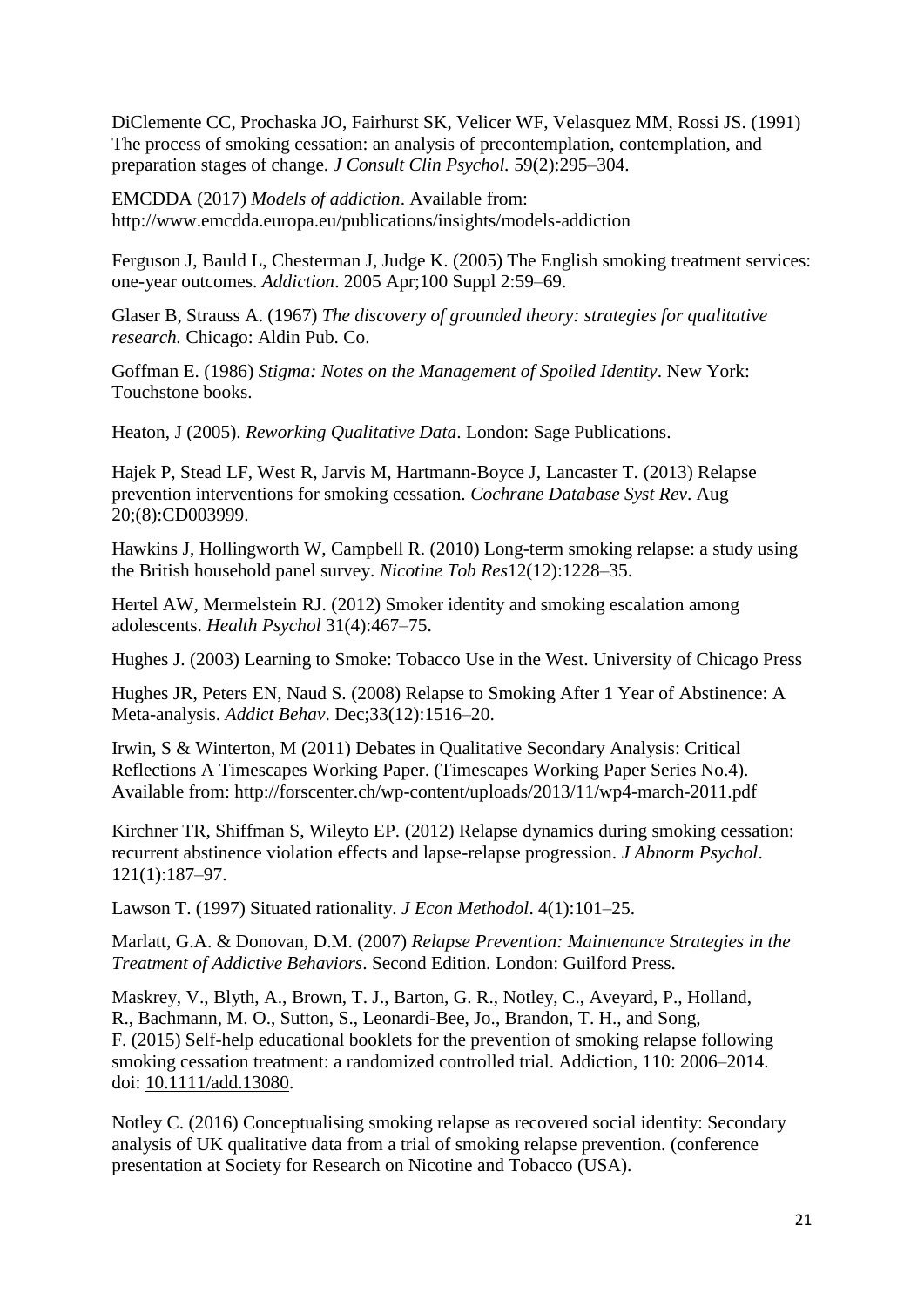DiClemente CC, Prochaska JO, Fairhurst SK, Velicer WF, Velasquez MM, Rossi JS. (1991) The process of smoking cessation: an analysis of precontemplation, contemplation, and preparation stages of change. *J Consult Clin Psychol.* 59(2):295–304.

EMCDDA (2017) *Models of addiction*. Available from: http://www.emcdda.europa.eu/publications/insights/models-addiction

Ferguson J, Bauld L, Chesterman J, Judge K. (2005) The English smoking treatment services: one-year outcomes. *Addiction*. 2005 Apr;100 Suppl 2:59–69.

Glaser B, Strauss A. (1967) *The discovery of grounded theory: strategies for qualitative research.* Chicago: Aldin Pub. Co.

Goffman E. (1986) *Stigma: Notes on the Management of Spoiled Identity*. New York: Touchstone books.

Heaton, J (2005). *Reworking Qualitative Data*. London: Sage Publications.

Hajek P, Stead LF, West R, Jarvis M, Hartmann-Boyce J, Lancaster T. (2013) Relapse prevention interventions for smoking cessation. *Cochrane Database Syst Rev*. Aug 20;(8):CD003999.

Hawkins J, Hollingworth W, Campbell R. (2010) Long-term smoking relapse: a study using the British household panel survey. *Nicotine Tob Res*12(12):1228–35.

Hertel AW, Mermelstein RJ. (2012) Smoker identity and smoking escalation among adolescents. *Health Psychol* 31(4):467–75.

Hughes J. (2003) Learning to Smoke: Tobacco Use in the West. University of Chicago Press

Hughes JR, Peters EN, Naud S. (2008) Relapse to Smoking After 1 Year of Abstinence: A Meta-analysis. *Addict Behav*. Dec;33(12):1516–20.

Irwin, S & Winterton, M (2011) Debates in Qualitative Secondary Analysis: Critical Reflections A Timescapes Working Paper. (Timescapes Working Paper Series No.4). Available from: http://forscenter.ch/wp-content/uploads/2013/11/wp4-march-2011.pdf

Kirchner TR, Shiffman S, Wileyto EP. (2012) Relapse dynamics during smoking cessation: recurrent abstinence violation effects and lapse-relapse progression. *J Abnorm Psychol*. 121(1):187–97.

Lawson T. (1997) Situated rationality. *J Econ Methodol*. 4(1):101–25.

Marlatt, G.A. & Donovan, D.M. (2007) *Relapse Prevention: Maintenance Strategies in the Treatment of Addictive Behaviors*. Second Edition. London: Guilford Press.

Maskrey, V., Blyth, A., Brown, T. J., Barton, G. R., Notley, C., Aveyard, P., Holland, R., Bachmann, M. O., Sutton, S., Leonardi-Bee, Jo., Brandon, T. H., and Song, F. (2015) Self-help educational booklets for the prevention of smoking relapse following smoking cessation treatment: a randomized controlled trial. Addiction, 110: 2006–2014. doi: 10.1111/add.13080.

Notley C. (2016) Conceptualising smoking relapse as recovered social identity: Secondary analysis of UK qualitative data from a trial of smoking relapse prevention. (conference presentation at Society for Research on Nicotine and Tobacco (USA).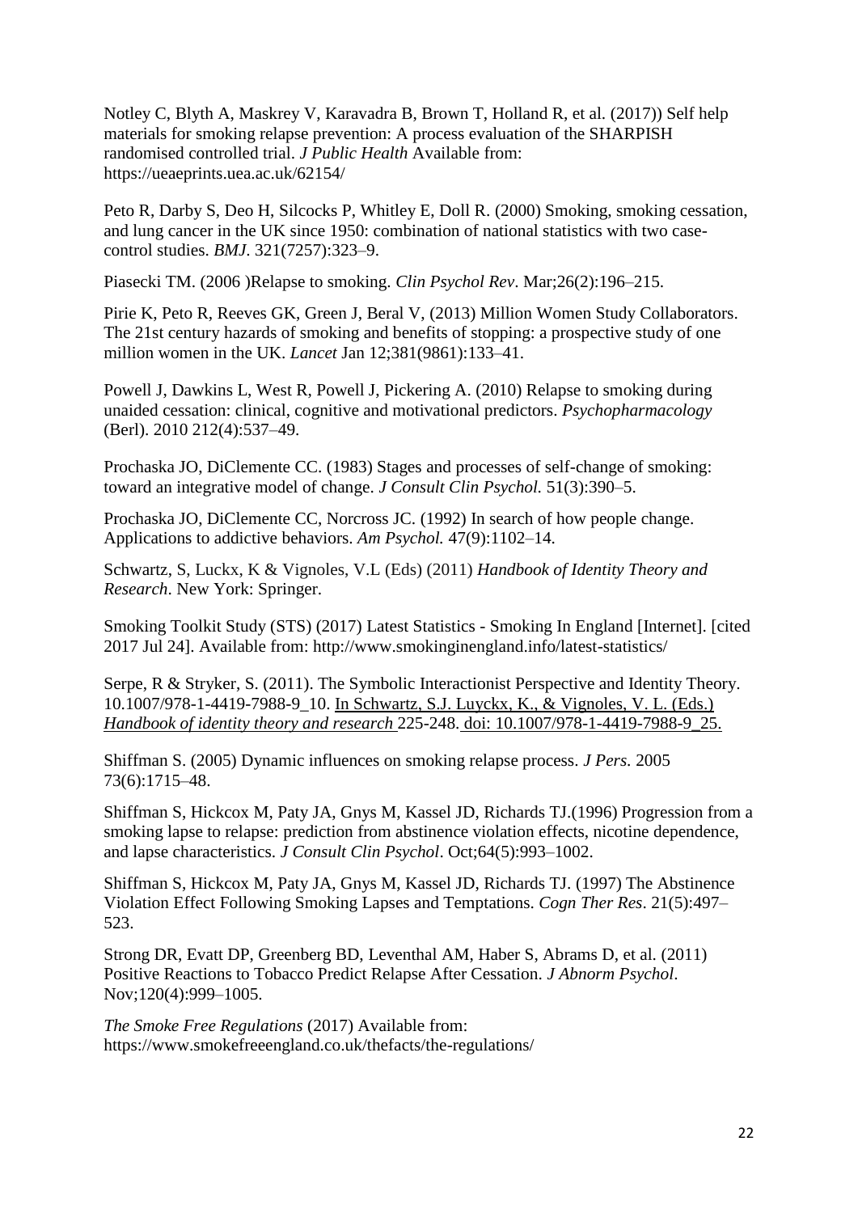Notley C, Blyth A, Maskrey V, Karavadra B, Brown T, Holland R, et al. (2017)) Self help materials for smoking relapse prevention: A process evaluation of the SHARPISH randomised controlled trial. *J Public Health* Available from: https://ueaeprints.uea.ac.uk/62154/

Peto R, Darby S, Deo H, Silcocks P, Whitley E, Doll R. (2000) Smoking, smoking cessation, and lung cancer in the UK since 1950: combination of national statistics with two case-control studies. *BMJ*. 321(7257):323–9.

Piasecki TM. (2006 )Relapse to smoking. *Clin Psychol Rev*. Mar;26(2):196–215.

Pirie K, Peto R, Reeves GK, Green J, Beral V, (2013) Million Women Study Collaborators. The 21st century hazards of smoking and benefits of stopping: a prospective study of one million women in the UK. *Lancet* Jan 12;381(9861):133–41.

Powell J, Dawkins L, West R, Powell J, Pickering A. (2010) Relapse to smoking during unaided cessation: clinical, cognitive and motivational predictors. *Psychopharmacology* (Berl). 2010 212(4):537–49.

Prochaska JO, DiClemente CC. (1983) Stages and processes of self-change of smoking: toward an integrative model of change. *J Consult Clin Psychol.* 51(3):390–5.

Prochaska JO, DiClemente CC, Norcross JC. (1992) In search of how people change. Applications to addictive behaviors. *Am Psychol.* 47(9):1102–14.

Schwartz, S, Luckx, K & Vignoles, V.L (Eds) (2011) *Handbook of Identity Theory and Research*. New York: Springer.

Smoking Toolkit Study (STS) (2017) Latest Statistics - Smoking In England [Internet]. [cited 2017 Jul 24]. Available from: http://www.smokinginengland.info/latest-statistics/

Serpe, R & Stryker, S. (2011). The Symbolic Interactionist Perspective and Identity Theory. 10.1007/978-1-4419-7988-9_10. In Schwartz, S.J. Luyckx, K., & Vignoles, V. L. (Eds.) *Handbook of identity theory and research* 225-248. doi: 10.1007/978-1-4419-7988-9_25.

Shiffman S. (2005) Dynamic influences on smoking relapse process. *J Pers.* 2005 73(6):1715–48.

Shiffman S, Hickcox M, Paty JA, Gnys M, Kassel JD, Richards TJ.(1996) Progression from a smoking lapse to relapse: prediction from abstinence violation effects, nicotine dependence, and lapse characteristics. *J Consult Clin Psychol*. Oct;64(5):993–1002.

Shiffman S, Hickcox M, Paty JA, Gnys M, Kassel JD, Richards TJ. (1997) The Abstinence Violation Effect Following Smoking Lapses and Temptations. *Cogn Ther Res*. 21(5):497–523.

Strong DR, Evatt DP, Greenberg BD, Leventhal AM, Haber S, Abrams D, et al. (2011) Positive Reactions to Tobacco Predict Relapse After Cessation. *J Abnorm Psychol*. Nov;120(4):999–1005.

*The Smoke Free Regulations* (2017) Available from: https://www.smokefreeengland.co.uk/thefacts/the-regulations/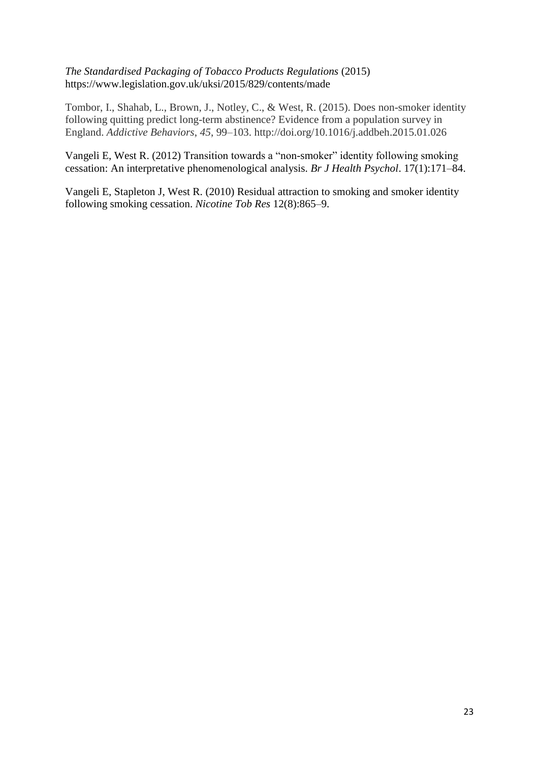*The Standardised Packaging of Tobacco Products Regulations* (2015) https://www.legislation.gov.uk/uksi/2015/829/contents/made

Tombor, I., Shahab, L., Brown, J., Notley, C., & West, R. (2015). Does non-smoker identity following quitting predict long-term abstinence? Evidence from a population survey in England. *Addictive Behaviors*, *45*, 99–103. http://doi.org/10.1016/j.addbeh.2015.01.026

Vangeli E, West R. (2012) Transition towards a "non-smoker" identity following smoking cessation: An interpretative phenomenological analysis. *Br J Health Psychol*. 17(1):171–84.

Vangeli E, Stapleton J, West R. (2010) Residual attraction to smoking and smoker identity following smoking cessation. *Nicotine Tob Res* 12(8):865–9.